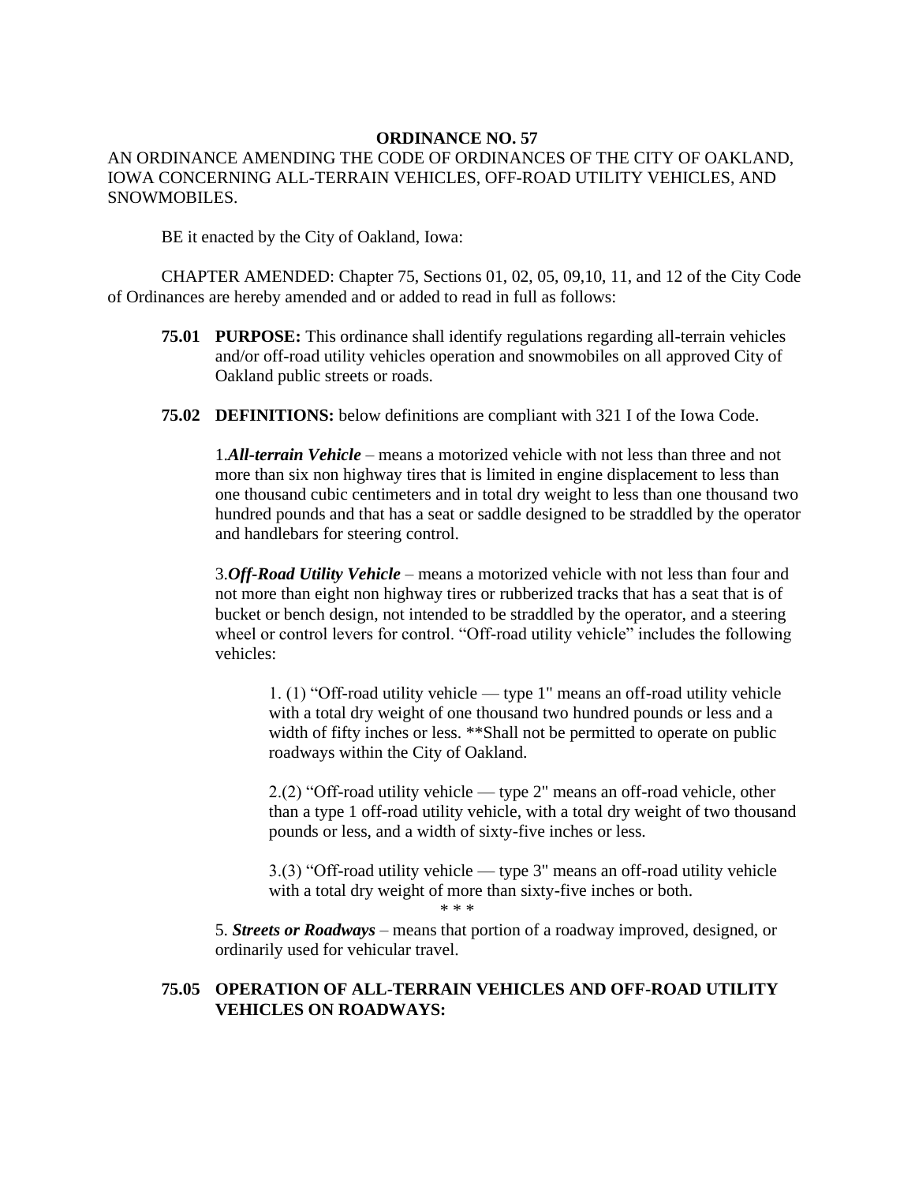**ORDINANCE NO. 57**

AN ORDINANCE AMENDING THE CODE OF ORDINANCES OF THE CITY OF OAKLAND, IOWA CONCERNING ALL-TERRAIN VEHICLES, OFF-ROAD UTILITY VEHICLES, AND SNOWMOBILES.

BE it enacted by the City of Oakland, Iowa:

CHAPTER AMENDED: Chapter 75, Sections 01, 02, 05, 09,10, 11, and 12 of the City Code of Ordinances are hereby amended and or added to read in full as follows:

**75.01 PURPOSE:** This ordinance shall identify regulations regarding all-terrain vehicles and/or off-road utility vehicles operation and snowmobiles on all approved City of Oakland public streets or roads.

**75.02 DEFINITIONS:** below definitions are compliant with 321 I of the Iowa Code.

1.***All-terrain Vehicle*** – means a motorized vehicle with not less than three and not more than six non highway tires that is limited in engine displacement to less than one thousand cubic centimeters and in total dry weight to less than one thousand two hundred pounds and that has a seat or saddle designed to be straddled by the operator and handlebars for steering control.

3.***Off-Road Utility Vehicle*** – means a motorized vehicle with not less than four and not more than eight non highway tires or rubberized tracks that has a seat that is of bucket or bench design, not intended to be straddled by the operator, and a steering wheel or control levers for control. "Off-road utility vehicle" includes the following vehicles:

> 1. (1) "Off-road utility vehicle — type 1" means an off-road utility vehicle with a total dry weight of one thousand two hundred pounds or less and a width of fifty inches or less. **Shall not be permitted to operate on public roadways within the City of Oakland.
>
> 2.(2) "Off-road utility vehicle — type 2" means an off-road vehicle, other than a type 1 off-road utility vehicle, with a total dry weight of two thousand pounds or less, and a width of sixty-five inches or less.
>
> 3.(3) "Off-road utility vehicle — type 3" means an off-road utility vehicle with a total dry weight of more than sixty-five inches or both.

\* \* \*

5. ***Streets or Roadways*** – means that portion of a roadway improved, designed, or ordinarily used for vehicular travel.

**75.05 OPERATION OF ALL-TERRAIN VEHICLES AND OFF-ROAD UTILITY VEHICLES ON ROADWAYS:**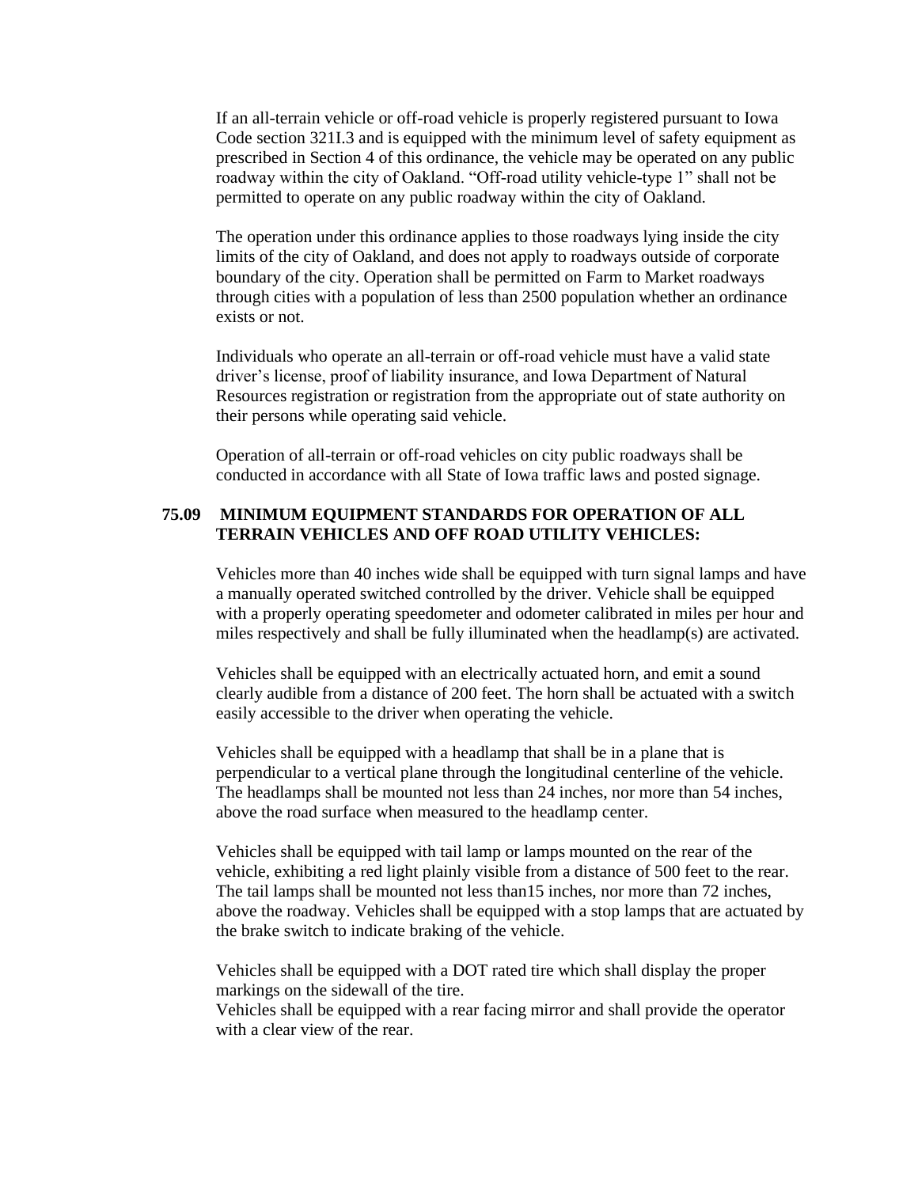If an all-terrain vehicle or off-road vehicle is properly registered pursuant to Iowa Code section 321I.3 and is equipped with the minimum level of safety equipment as prescribed in Section 4 of this ordinance, the vehicle may be operated on any public roadway within the city of Oakland. "Off-road utility vehicle-type 1" shall not be permitted to operate on any public roadway within the city of Oakland.

The operation under this ordinance applies to those roadways lying inside the city limits of the city of Oakland, and does not apply to roadways outside of corporate boundary of the city. Operation shall be permitted on Farm to Market roadways through cities with a population of less than 2500 population whether an ordinance exists or not.

Individuals who operate an all-terrain or off-road vehicle must have a valid state driver's license, proof of liability insurance, and Iowa Department of Natural Resources registration or registration from the appropriate out of state authority on their persons while operating said vehicle.

Operation of all-terrain or off-road vehicles on city public roadways shall be conducted in accordance with all State of Iowa traffic laws and posted signage.

**75.09 MINIMUM EQUIPMENT STANDARDS FOR OPERATION OF ALL TERRAIN VEHICLES AND OFF ROAD UTILITY VEHICLES:**

Vehicles more than 40 inches wide shall be equipped with turn signal lamps and have a manually operated switched controlled by the driver. Vehicle shall be equipped with a properly operating speedometer and odometer calibrated in miles per hour and miles respectively and shall be fully illuminated when the headlamp(s) are activated.

Vehicles shall be equipped with an electrically actuated horn, and emit a sound clearly audible from a distance of 200 feet. The horn shall be actuated with a switch easily accessible to the driver when operating the vehicle.

Vehicles shall be equipped with a headlamp that shall be in a plane that is perpendicular to a vertical plane through the longitudinal centerline of the vehicle. The headlamps shall be mounted not less than 24 inches, nor more than 54 inches, above the road surface when measured to the headlamp center.

Vehicles shall be equipped with tail lamp or lamps mounted on the rear of the vehicle, exhibiting a red light plainly visible from a distance of 500 feet to the rear. The tail lamps shall be mounted not less than15 inches, nor more than 72 inches, above the roadway. Vehicles shall be equipped with a stop lamps that are actuated by the brake switch to indicate braking of the vehicle.

Vehicles shall be equipped with a DOT rated tire which shall display the proper markings on the sidewall of the tire.
Vehicles shall be equipped with a rear facing mirror and shall provide the operator with a clear view of the rear.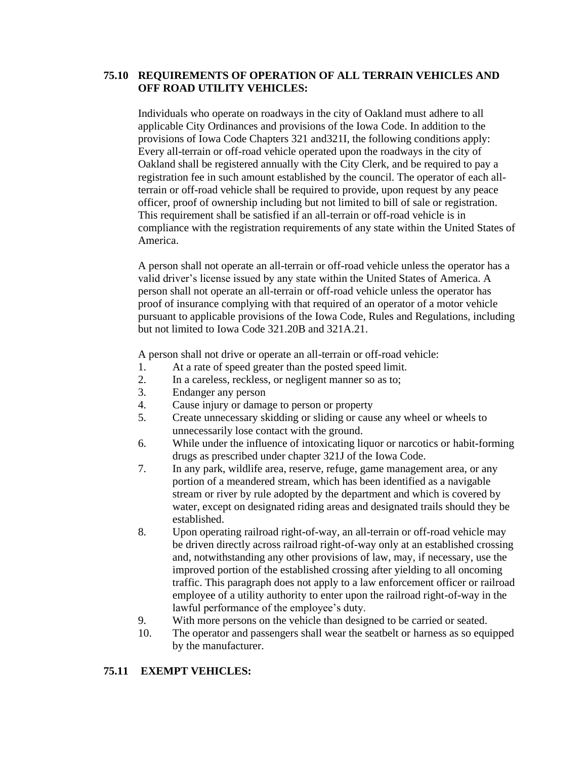## 75.10 REQUIREMENTS OF OPERATION OF ALL TERRAIN VEHICLES AND OFF ROAD UTILITY VEHICLES:

Individuals who operate on roadways in the city of Oakland must adhere to all applicable City Ordinances and provisions of the Iowa Code. In addition to the provisions of Iowa Code Chapters 321 and321I, the following conditions apply: Every all-terrain or off-road vehicle operated upon the roadways in the city of Oakland shall be registered annually with the City Clerk, and be required to pay a registration fee in such amount established by the council. The operator of each all-terrain or off-road vehicle shall be required to provide, upon request by any peace officer, proof of ownership including but not limited to bill of sale or registration. This requirement shall be satisfied if an all-terrain or off-road vehicle is in compliance with the registration requirements of any state within the United States of America.

A person shall not operate an all-terrain or off-road vehicle unless the operator has a valid driver's license issued by any state within the United States of America. A person shall not operate an all-terrain or off-road vehicle unless the operator has proof of insurance complying with that required of an operator of a motor vehicle pursuant to applicable provisions of the Iowa Code, Rules and Regulations, including but not limited to Iowa Code 321.20B and 321A.21.

A person shall not drive or operate an all-terrain or off-road vehicle:

1. At a rate of speed greater than the posted speed limit.
2. In a careless, reckless, or negligent manner so as to;
3. Endanger any person
4. Cause injury or damage to person or property
5. Create unnecessary skidding or sliding or cause any wheel or wheels to unnecessarily lose contact with the ground.
6. While under the influence of intoxicating liquor or narcotics or habit-forming drugs as prescribed under chapter 321J of the Iowa Code.
7. In any park, wildlife area, reserve, refuge, game management area, or any portion of a meandered stream, which has been identified as a navigable stream or river by rule adopted by the department and which is covered by water, except on designated riding areas and designated trails should they be established.
8. Upon operating railroad right-of-way, an all-terrain or off-road vehicle may be driven directly across railroad right-of-way only at an established crossing and, notwithstanding any other provisions of law, may, if necessary, use the improved portion of the established crossing after yielding to all oncoming traffic. This paragraph does not apply to a law enforcement officer or railroad employee of a utility authority to enter upon the railroad right-of-way in the lawful performance of the employee's duty.
9. With more persons on the vehicle than designed to be carried or seated.
10. The operator and passengers shall wear the seatbelt or harness as so equipped by the manufacturer.

## 75.11 EXEMPT VEHICLES: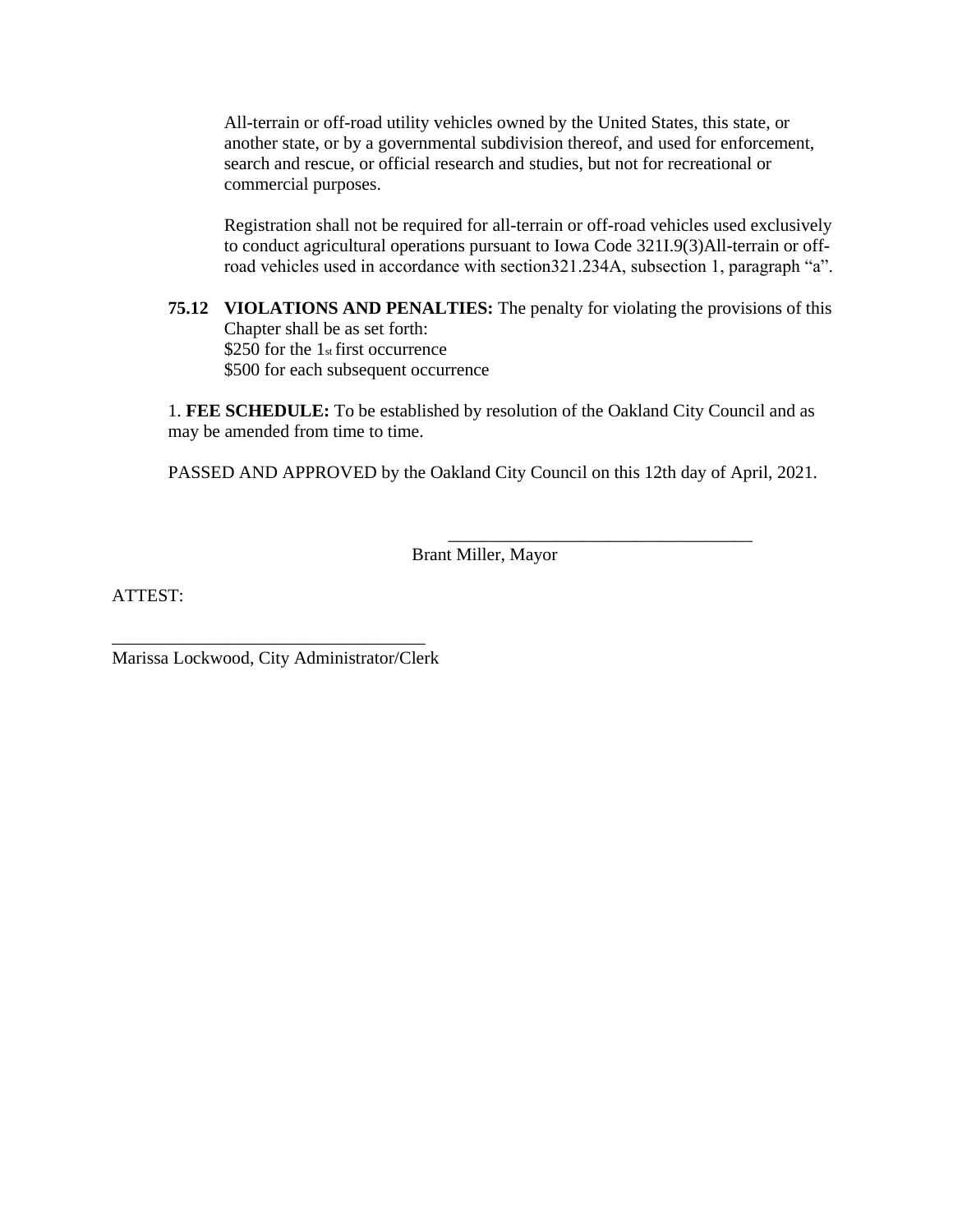All-terrain or off-road utility vehicles owned by the United States, this state, or another state, or by a governmental subdivision thereof, and used for enforcement, search and rescue, or official research and studies, but not for recreational or commercial purposes.

Registration shall not be required for all-terrain or off-road vehicles used exclusively to conduct agricultural operations pursuant to Iowa Code 321I.9(3)All-terrain or off-road vehicles used in accordance with section321.234A, subsection 1, paragraph "a".

**75.12 VIOLATIONS AND PENALTIES:** The penalty for violating the provisions of this Chapter shall be as set forth:
$250 for the 1st first occurrence
$500 for each subsequent occurrence

1. **FEE SCHEDULE:** To be established by resolution of the Oakland City Council and as may be amended from time to time.

PASSED AND APPROVED by the Oakland City Council on this 12th day of April, 2021.

\_\_\_\_\_\_\_\_\_\_\_\_\_\_\_\_\_\_\_\_\_\_\_\_\_\_\_\_\_\_\_\_\_\_
Brant Miller, Mayor

ATTEST:

\_\_\_\_\_\_\_\_\_\_\_\_\_\_\_\_\_\_\_\_\_\_\_\_\_\_\_\_\_\_\_\_\_\_
Marissa Lockwood, City Administrator/Clerk